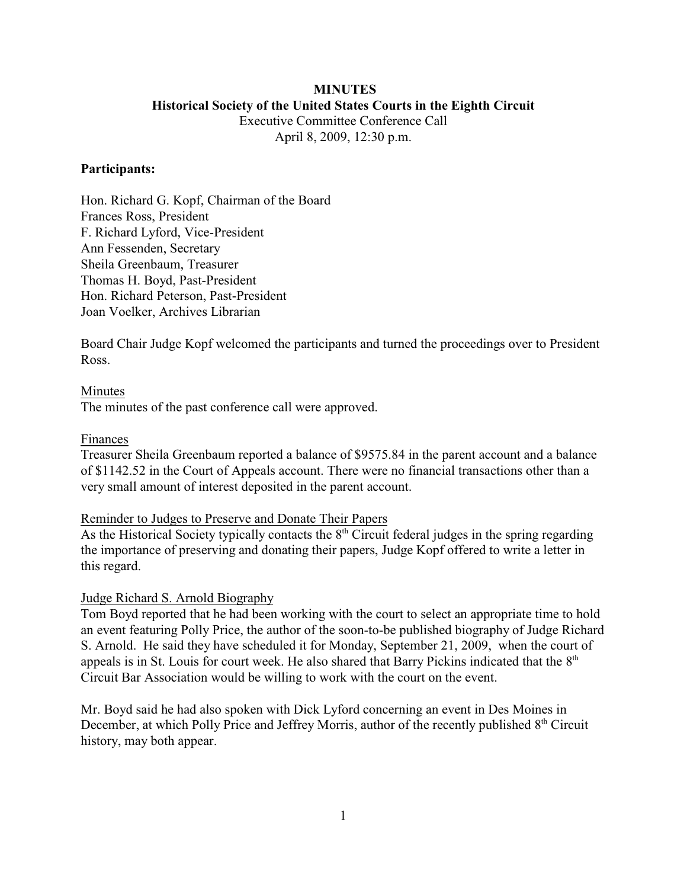**MINUTES**
**Historical Society of the United States Courts in the Eighth Circuit**
Executive Committee Conference Call
April 8, 2009, 12:30 p.m.

**Participants:**

Hon. Richard G. Kopf, Chairman of the Board
Frances Ross, President
F. Richard Lyford, Vice-President
Ann Fessenden, Secretary
Sheila Greenbaum, Treasurer
Thomas H. Boyd, Past-President
Hon. Richard Peterson, Past-President
Joan Voelker, Archives Librarian

Board Chair Judge Kopf welcomed the participants and turned the proceedings over to President Ross.

<u>Minutes</u>
The minutes of the past conference call were approved.

<u>Finances</u>
Treasurer Sheila Greenbaum reported a balance of $9575.84 in the parent account and a balance of $1142.52 in the Court of Appeals account. There were no financial transactions other than a very small amount of interest deposited in the parent account.

<u>Reminder to Judges to Preserve and Donate Their Papers</u>
As the Historical Society typically contacts the 8th Circuit federal judges in the spring regarding the importance of preserving and donating their papers, Judge Kopf offered to write a letter in this regard.

<u>Judge Richard S. Arnold Biography</u>
Tom Boyd reported that he had been working with the court to select an appropriate time to hold an event featuring Polly Price, the author of the soon-to-be published biography of Judge Richard S. Arnold. He said they have scheduled it for Monday, September 21, 2009, when the court of appeals is in St. Louis for court week. He also shared that Barry Pickins indicated that the 8th Circuit Bar Association would be willing to work with the court on the event.

Mr. Boyd said he had also spoken with Dick Lyford concerning an event in Des Moines in December, at which Polly Price and Jeffrey Morris, author of the recently published 8th Circuit history, may both appear.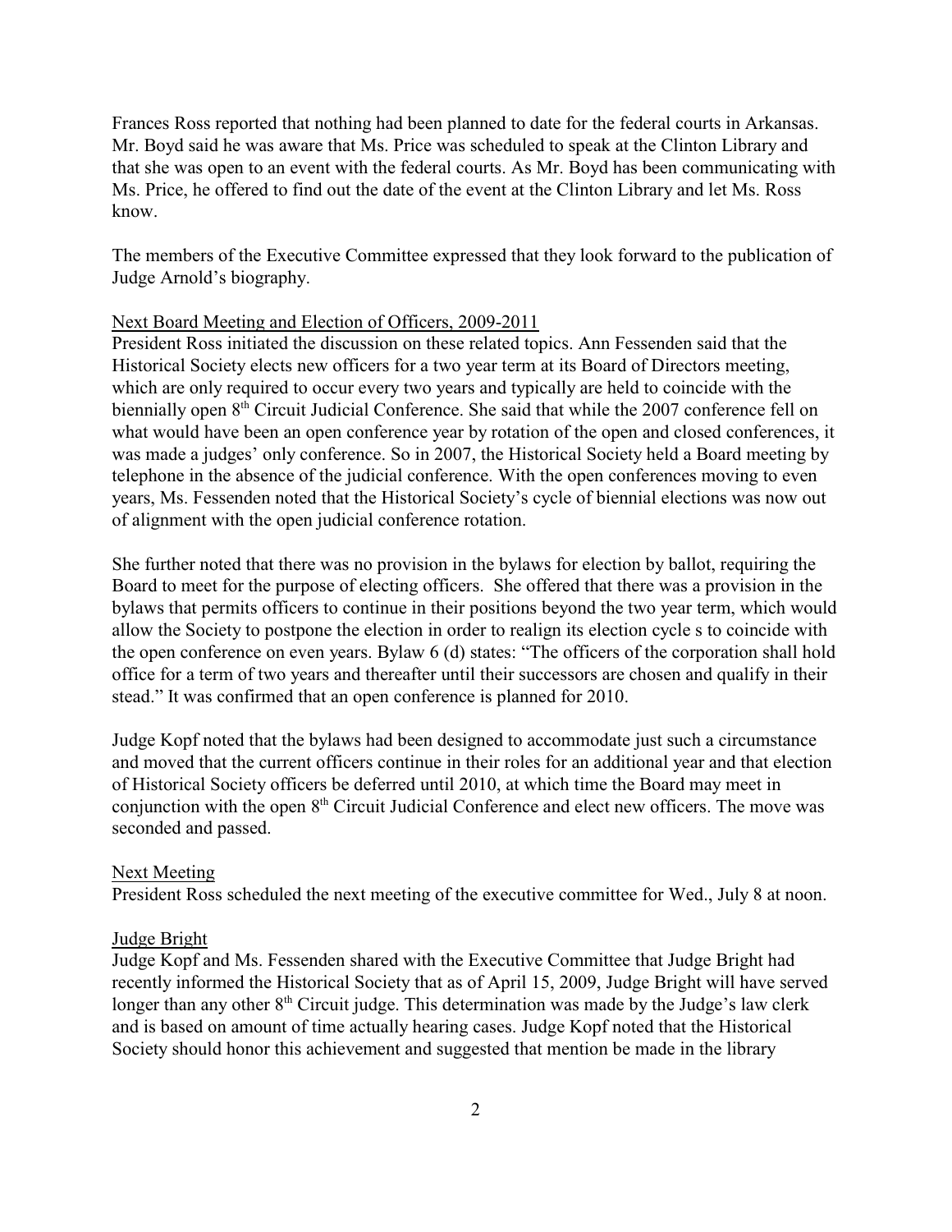Frances Ross reported that nothing had been planned to date for the federal courts in Arkansas. Mr. Boyd said he was aware that Ms. Price was scheduled to speak at the Clinton Library and that she was open to an event with the federal courts. As Mr. Boyd has been communicating with Ms. Price, he offered to find out the date of the event at the Clinton Library and let Ms. Ross know.

The members of the Executive Committee expressed that they look forward to the publication of Judge Arnold's biography.

Next Board Meeting and Election of Officers, 2009-2011

President Ross initiated the discussion on these related topics. Ann Fessenden said that the Historical Society elects new officers for a two year term at its Board of Directors meeting, which are only required to occur every two years and typically are held to coincide with the biennially open 8th Circuit Judicial Conference. She said that while the 2007 conference fell on what would have been an open conference year by rotation of the open and closed conferences, it was made a judges' only conference. So in 2007, the Historical Society held a Board meeting by telephone in the absence of the judicial conference. With the open conferences moving to even years, Ms. Fessenden noted that the Historical Society's cycle of biennial elections was now out of alignment with the open judicial conference rotation.

She further noted that there was no provision in the bylaws for election by ballot, requiring the Board to meet for the purpose of electing officers. She offered that there was a provision in the bylaws that permits officers to continue in their positions beyond the two year term, which would allow the Society to postpone the election in order to realign its election cycle s to coincide with the open conference on even years. Bylaw 6 (d) states: "The officers of the corporation shall hold office for a term of two years and thereafter until their successors are chosen and qualify in their stead." It was confirmed that an open conference is planned for 2010.

Judge Kopf noted that the bylaws had been designed to accommodate just such a circumstance and moved that the current officers continue in their roles for an additional year and that election of Historical Society officers be deferred until 2010, at which time the Board may meet in conjunction with the open 8th Circuit Judicial Conference and elect new officers. The move was seconded and passed.

Next Meeting

President Ross scheduled the next meeting of the executive committee for Wed., July 8 at noon.

Judge Bright

Judge Kopf and Ms. Fessenden shared with the Executive Committee that Judge Bright had recently informed the Historical Society that as of April 15, 2009, Judge Bright will have served longer than any other 8th Circuit judge. This determination was made by the Judge's law clerk and is based on amount of time actually hearing cases. Judge Kopf noted that the Historical Society should honor this achievement and suggested that mention be made in the library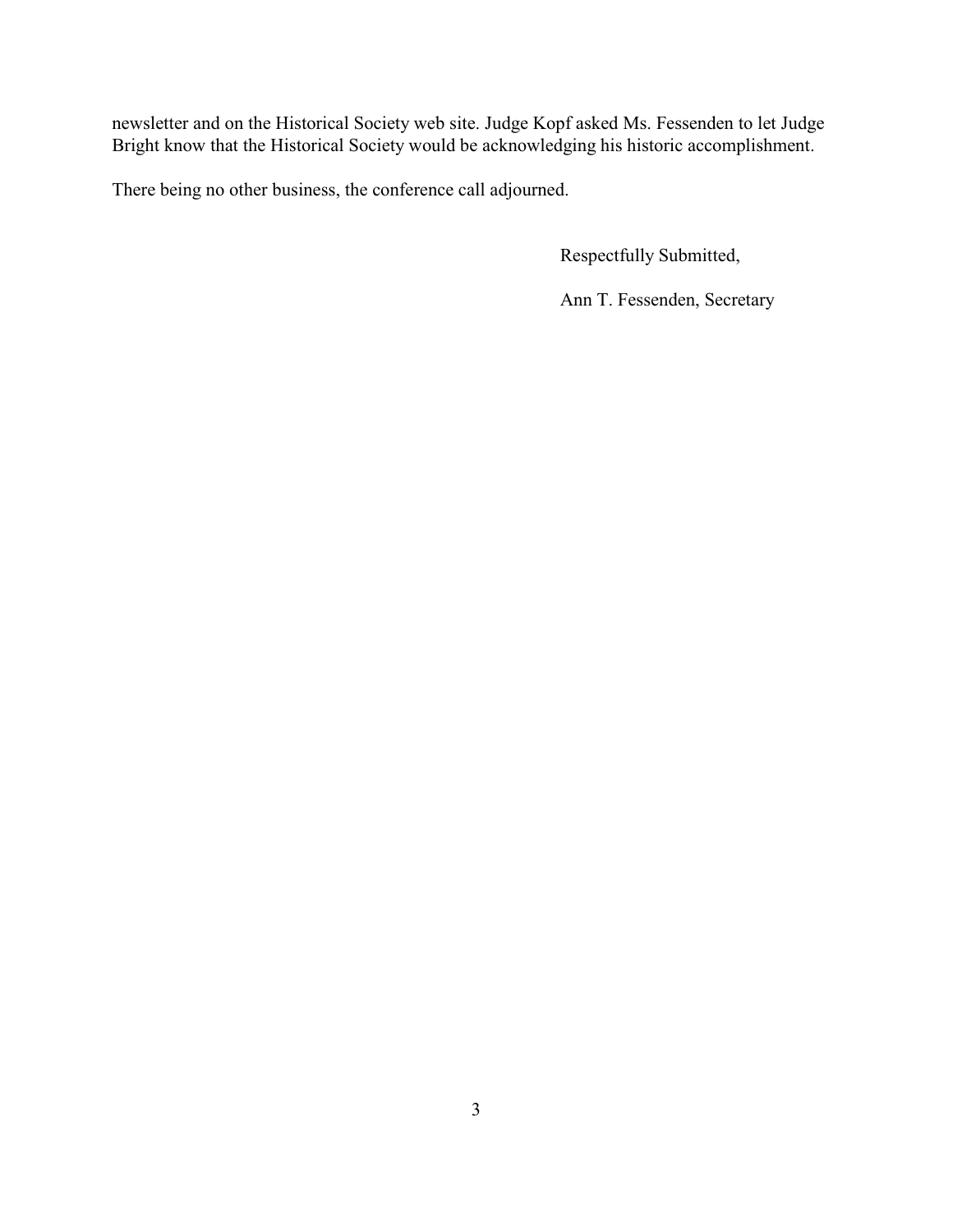newsletter and on the Historical Society web site. Judge Kopf asked Ms. Fessenden to let Judge Bright know that the Historical Society would be acknowledging his historic accomplishment.

There being no other business, the conference call adjourned.

Respectfully Submitted,

Ann T. Fessenden, Secretary